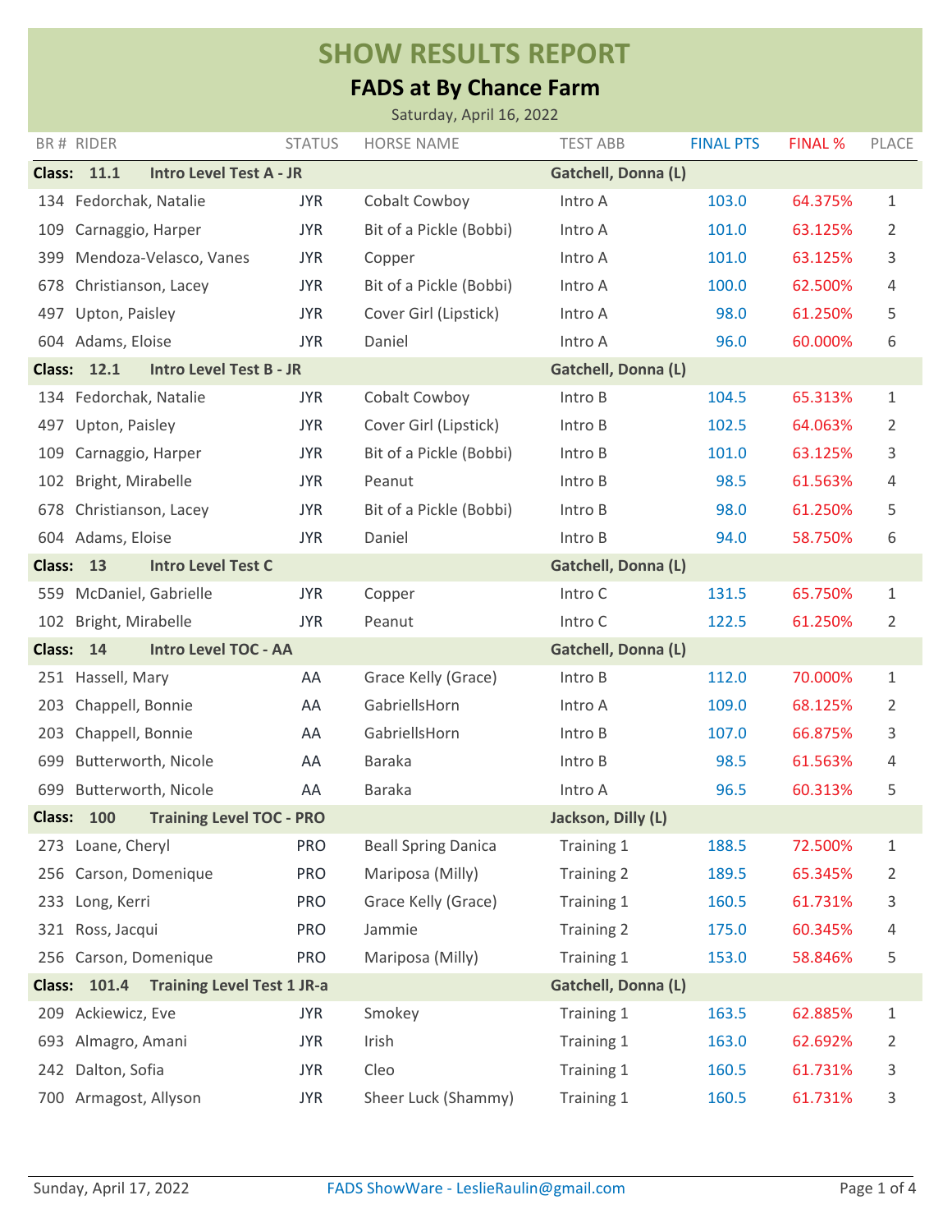# SHOW RESULTS REPORT

## FADS at By Chance Farm

Saturday, April 16, 2022

| BR # | RIDER | STATUS | HORSE NAME | TEST ABB | FINAL PTS | FINAL % | PLACE |
|---|---|---|---|---|---|---|---|
| **Class: 11.1** | **Intro Level Test A - JR** | | | **Gatchell, Donna (L)** | | | |
| 134 | Fedorchak, Natalie | JYR | Cobalt Cowboy | Intro A | 103.0 | 64.375% | 1 |
| 109 | Carnaggio, Harper | JYR | Bit of a Pickle (Bobbi) | Intro A | 101.0 | 63.125% | 2 |
| 399 | Mendoza-Velasco, Vanes | JYR | Copper | Intro A | 101.0 | 63.125% | 3 |
| 678 | Christianson, Lacey | JYR | Bit of a Pickle (Bobbi) | Intro A | 100.0 | 62.500% | 4 |
| 497 | Upton, Paisley | JYR | Cover Girl (Lipstick) | Intro A | 98.0 | 61.250% | 5 |
| 604 | Adams, Eloise | JYR | Daniel | Intro A | 96.0 | 60.000% | 6 |
| **Class: 12.1** | **Intro Level Test B - JR** | | | **Gatchell, Donna (L)** | | | |
| 134 | Fedorchak, Natalie | JYR | Cobalt Cowboy | Intro B | 104.5 | 65.313% | 1 |
| 497 | Upton, Paisley | JYR | Cover Girl (Lipstick) | Intro B | 102.5 | 64.063% | 2 |
| 109 | Carnaggio, Harper | JYR | Bit of a Pickle (Bobbi) | Intro B | 101.0 | 63.125% | 3 |
| 102 | Bright, Mirabelle | JYR | Peanut | Intro B | 98.5 | 61.563% | 4 |
| 678 | Christianson, Lacey | JYR | Bit of a Pickle (Bobbi) | Intro B | 98.0 | 61.250% | 5 |
| 604 | Adams, Eloise | JYR | Daniel | Intro B | 94.0 | 58.750% | 6 |
| **Class: 13** | **Intro Level Test C** | | | **Gatchell, Donna (L)** | | | |
| 559 | McDaniel, Gabrielle | JYR | Copper | Intro C | 131.5 | 65.750% | 1 |
| 102 | Bright, Mirabelle | JYR | Peanut | Intro C | 122.5 | 61.250% | 2 |
| **Class: 14** | **Intro Level TOC - AA** | | | **Gatchell, Donna (L)** | | | |
| 251 | Hassell, Mary | AA | Grace Kelly (Grace) | Intro B | 112.0 | 70.000% | 1 |
| 203 | Chappell, Bonnie | AA | GabriellsHorn | Intro A | 109.0 | 68.125% | 2 |
| 203 | Chappell, Bonnie | AA | GabriellsHorn | Intro B | 107.0 | 66.875% | 3 |
| 699 | Butterworth, Nicole | AA | Baraka | Intro B | 98.5 | 61.563% | 4 |
| 699 | Butterworth, Nicole | AA | Baraka | Intro A | 96.5 | 60.313% | 5 |
| **Class: 100** | **Training Level TOC - PRO** | | | **Jackson, Dilly (L)** | | | |
| 273 | Loane, Cheryl | PRO | Beall Spring Danica | Training 1 | 188.5 | 72.500% | 1 |
| 256 | Carson, Domenique | PRO | Mariposa (Milly) | Training 2 | 189.5 | 65.345% | 2 |
| 233 | Long, Kerri | PRO | Grace Kelly (Grace) | Training 1 | 160.5 | 61.731% | 3 |
| 321 | Ross, Jacqui | PRO | Jammie | Training 2 | 175.0 | 60.345% | 4 |
| 256 | Carson, Domenique | PRO | Mariposa (Milly) | Training 1 | 153.0 | 58.846% | 5 |
| **Class: 101.4** | **Training Level Test 1 JR-a** | | | **Gatchell, Donna (L)** | | | |
| 209 | Ackiewicz, Eve | JYR | Smokey | Training 1 | 163.5 | 62.885% | 1 |
| 693 | Almagro, Amani | JYR | Irish | Training 1 | 163.0 | 62.692% | 2 |
| 242 | Dalton, Sofia | JYR | Cleo | Training 1 | 160.5 | 61.731% | 3 |
| 700 | Armagost, Allyson | JYR | Sheer Luck (Shammy) | Training 1 | 160.5 | 61.731% | 3 |

Sunday, April 17, 2022 — FADS ShowWare - LeslieRaulin@gmail.com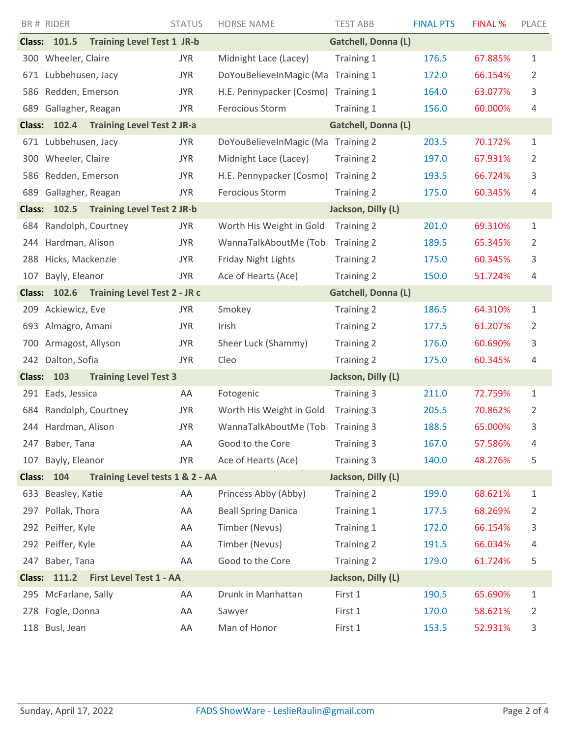| BR # | RIDER | STATUS | HORSE NAME | TEST ABB | FINAL PTS | FINAL % | PLACE |
|---|---|---|---|---|---|---|---|
| **Class: 101.5** | **Training Level Test 1 JR-b** | | | **Gatchell, Donna (L)** | | | |
| 300 | Wheeler, Claire | JYR | Midnight Lace (Lacey) | Training 1 | 176.5 | 67.885% | 1 |
| 671 | Lubbehusen, Jacy | JYR | DoYouBelieveInMagic (Ma | Training 1 | 172.0 | 66.154% | 2 |
| 586 | Redden, Emerson | JYR | H.E. Pennypacker (Cosmo) | Training 1 | 164.0 | 63.077% | 3 |
| 689 | Gallagher, Reagan | JYR | Ferocious Storm | Training 1 | 156.0 | 60.000% | 4 |
| **Class: 102.4** | **Training Level Test 2 JR-a** | | | **Gatchell, Donna (L)** | | | |
| 671 | Lubbehusen, Jacy | JYR | DoYouBelieveInMagic (Ma | Training 2 | 203.5 | 70.172% | 1 |
| 300 | Wheeler, Claire | JYR | Midnight Lace (Lacey) | Training 2 | 197.0 | 67.931% | 2 |
| 586 | Redden, Emerson | JYR | H.E. Pennypacker (Cosmo) | Training 2 | 193.5 | 66.724% | 3 |
| 689 | Gallagher, Reagan | JYR | Ferocious Storm | Training 2 | 175.0 | 60.345% | 4 |
| **Class: 102.5** | **Training Level Test 2 JR-b** | | | **Jackson, Dilly (L)** | | | |
| 684 | Randolph, Courtney | JYR | Worth His Weight in Gold | Training 2 | 201.0 | 69.310% | 1 |
| 244 | Hardman, Alison | JYR | WannaTalkAboutMe (Tob | Training 2 | 189.5 | 65.345% | 2 |
| 288 | Hicks, Mackenzie | JYR | Friday Night Lights | Training 2 | 175.0 | 60.345% | 3 |
| 107 | Bayly, Eleanor | JYR | Ace of Hearts (Ace) | Training 2 | 150.0 | 51.724% | 4 |
| **Class: 102.6** | **Training Level Test 2 - JR c** | | | **Gatchell, Donna (L)** | | | |
| 209 | Ackiewicz, Eve | JYR | Smokey | Training 2 | 186.5 | 64.310% | 1 |
| 693 | Almagro, Amani | JYR | Irish | Training 2 | 177.5 | 61.207% | 2 |
| 700 | Armagost, Allyson | JYR | Sheer Luck (Shammy) | Training 2 | 176.0 | 60.690% | 3 |
| 242 | Dalton, Sofia | JYR | Cleo | Training 2 | 175.0 | 60.345% | 4 |
| **Class: 103** | **Training Level Test 3** | | | **Jackson, Dilly (L)** | | | |
| 291 | Eads, Jessica | AA | Fotogenic | Training 3 | 211.0 | 72.759% | 1 |
| 684 | Randolph, Courtney | JYR | Worth His Weight in Gold | Training 3 | 205.5 | 70.862% | 2 |
| 244 | Hardman, Alison | JYR | WannaTalkAboutMe (Tob | Training 3 | 188.5 | 65.000% | 3 |
| 247 | Baber, Tana | AA | Good to the Core | Training 3 | 167.0 | 57.586% | 4 |
| 107 | Bayly, Eleanor | JYR | Ace of Hearts (Ace) | Training 3 | 140.0 | 48.276% | 5 |
| **Class: 104** | **Training Level tests 1 & 2 - AA** | | | **Jackson, Dilly (L)** | | | |
| 633 | Beasley, Katie | AA | Princess Abby (Abby) | Training 2 | 199.0 | 68.621% | 1 |
| 297 | Pollak, Thora | AA | Beall Spring Danica | Training 1 | 177.5 | 68.269% | 2 |
| 292 | Peiffer, Kyle | AA | Timber (Nevus) | Training 1 | 172.0 | 66.154% | 3 |
| 292 | Peiffer, Kyle | AA | Timber (Nevus) | Training 2 | 191.5 | 66.034% | 4 |
| 247 | Baber, Tana | AA | Good to the Core | Training 2 | 179.0 | 61.724% | 5 |
| **Class: 111.2** | **First Level Test 1 - AA** | | | **Jackson, Dilly (L)** | | | |
| 295 | McFarlane, Sally | AA | Drunk in Manhattan | First 1 | 190.5 | 65.690% | 1 |
| 278 | Fogle, Donna | AA | Sawyer | First 1 | 170.0 | 58.621% | 2 |
| 118 | Busl, Jean | AA | Man of Honor | First 1 | 153.5 | 52.931% | 3 |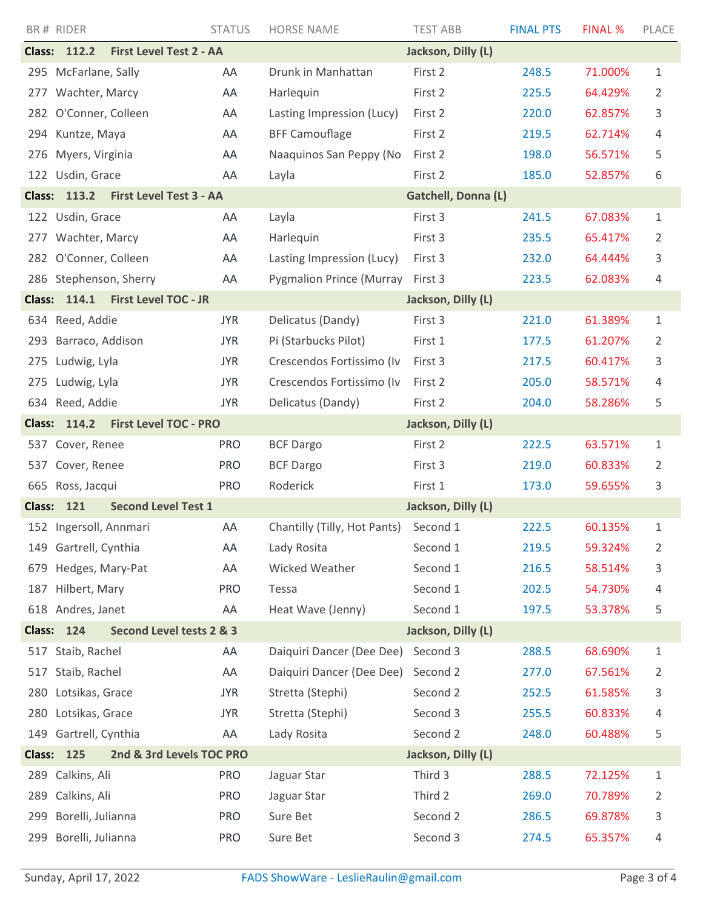| BR # | RIDER | STATUS | HORSE NAME | TEST ABB | FINAL PTS | FINAL % | PLACE |
|---|---|---|---|---|---|---|---|
| **Class: 112.2** | **First Level Test 2 - AA** | | | **Jackson, Dilly (L)** | | | |
| 295 | McFarlane, Sally | AA | Drunk in Manhattan | First 2 | 248.5 | 71.000% | 1 |
| 277 | Wachter, Marcy | AA | Harlequin | First 2 | 225.5 | 64.429% | 2 |
| 282 | O'Conner, Colleen | AA | Lasting Impression (Lucy) | First 2 | 220.0 | 62.857% | 3 |
| 294 | Kuntze, Maya | AA | BFF Camouflage | First 2 | 219.5 | 62.714% | 4 |
| 276 | Myers, Virginia | AA | Naaquinos San Peppy (No | First 2 | 198.0 | 56.571% | 5 |
| 122 | Usdin, Grace | AA | Layla | First 2 | 185.0 | 52.857% | 6 |
| **Class: 113.2** | **First Level Test 3 - AA** | | | **Gatchell, Donna (L)** | | | |
| 122 | Usdin, Grace | AA | Layla | First 3 | 241.5 | 67.083% | 1 |
| 277 | Wachter, Marcy | AA | Harlequin | First 3 | 235.5 | 65.417% | 2 |
| 282 | O'Conner, Colleen | AA | Lasting Impression (Lucy) | First 3 | 232.0 | 64.444% | 3 |
| 286 | Stephenson, Sherry | AA | Pygmalion Prince (Murray | First 3 | 223.5 | 62.083% | 4 |
| **Class: 114.1** | **First Level TOC - JR** | | | **Jackson, Dilly (L)** | | | |
| 634 | Reed, Addie | JYR | Delicatus (Dandy) | First 3 | 221.0 | 61.389% | 1 |
| 293 | Barraco, Addison | JYR | Pi (Starbucks Pilot) | First 1 | 177.5 | 61.207% | 2 |
| 275 | Ludwig, Lyla | JYR | Crescendos Fortissimo (Iv | First 3 | 217.5 | 60.417% | 3 |
| 275 | Ludwig, Lyla | JYR | Crescendos Fortissimo (Iv | First 2 | 205.0 | 58.571% | 4 |
| 634 | Reed, Addie | JYR | Delicatus (Dandy) | First 2 | 204.0 | 58.286% | 5 |
| **Class: 114.2** | **First Level TOC - PRO** | | | **Jackson, Dilly (L)** | | | |
| 537 | Cover, Renee | PRO | BCF Dargo | First 2 | 222.5 | 63.571% | 1 |
| 537 | Cover, Renee | PRO | BCF Dargo | First 3 | 219.0 | 60.833% | 2 |
| 665 | Ross, Jacqui | PRO | Roderick | First 1 | 173.0 | 59.655% | 3 |
| **Class: 121** | **Second Level Test 1** | | | **Jackson, Dilly (L)** | | | |
| 152 | Ingersoll, Annmari | AA | Chantilly (Tilly, Hot Pants) | Second 1 | 222.5 | 60.135% | 1 |
| 149 | Gartrell, Cynthia | AA | Lady Rosita | Second 1 | 219.5 | 59.324% | 2 |
| 679 | Hedges, Mary-Pat | AA | Wicked Weather | Second 1 | 216.5 | 58.514% | 3 |
| 187 | Hilbert, Mary | PRO | Tessa | Second 1 | 202.5 | 54.730% | 4 |
| 618 | Andres, Janet | AA | Heat Wave (Jenny) | Second 1 | 197.5 | 53.378% | 5 |
| **Class: 124** | **Second Level tests 2 & 3** | | | **Jackson, Dilly (L)** | | | |
| 517 | Staib, Rachel | AA | Daiquiri Dancer (Dee Dee) | Second 3 | 288.5 | 68.690% | 1 |
| 517 | Staib, Rachel | AA | Daiquiri Dancer (Dee Dee) | Second 2 | 277.0 | 67.561% | 2 |
| 280 | Lotsikas, Grace | JYR | Stretta (Stephi) | Second 2 | 252.5 | 61.585% | 3 |
| 280 | Lotsikas, Grace | JYR | Stretta (Stephi) | Second 3 | 255.5 | 60.833% | 4 |
| 149 | Gartrell, Cynthia | AA | Lady Rosita | Second 2 | 248.0 | 60.488% | 5 |
| **Class: 125** | **2nd & 3rd Levels TOC PRO** | | | **Jackson, Dilly (L)** | | | |
| 289 | Calkins, Ali | PRO | Jaguar Star | Third 3 | 288.5 | 72.125% | 1 |
| 289 | Calkins, Ali | PRO | Jaguar Star | Third 2 | 269.0 | 70.789% | 2 |
| 299 | Borelli, Julianna | PRO | Sure Bet | Second 2 | 286.5 | 69.878% | 3 |
| 299 | Borelli, Julianna | PRO | Sure Bet | Second 3 | 274.5 | 65.357% | 4 |

Sunday, April 17, 2022 FADS ShowWare - LeslieRaulin@gmail.com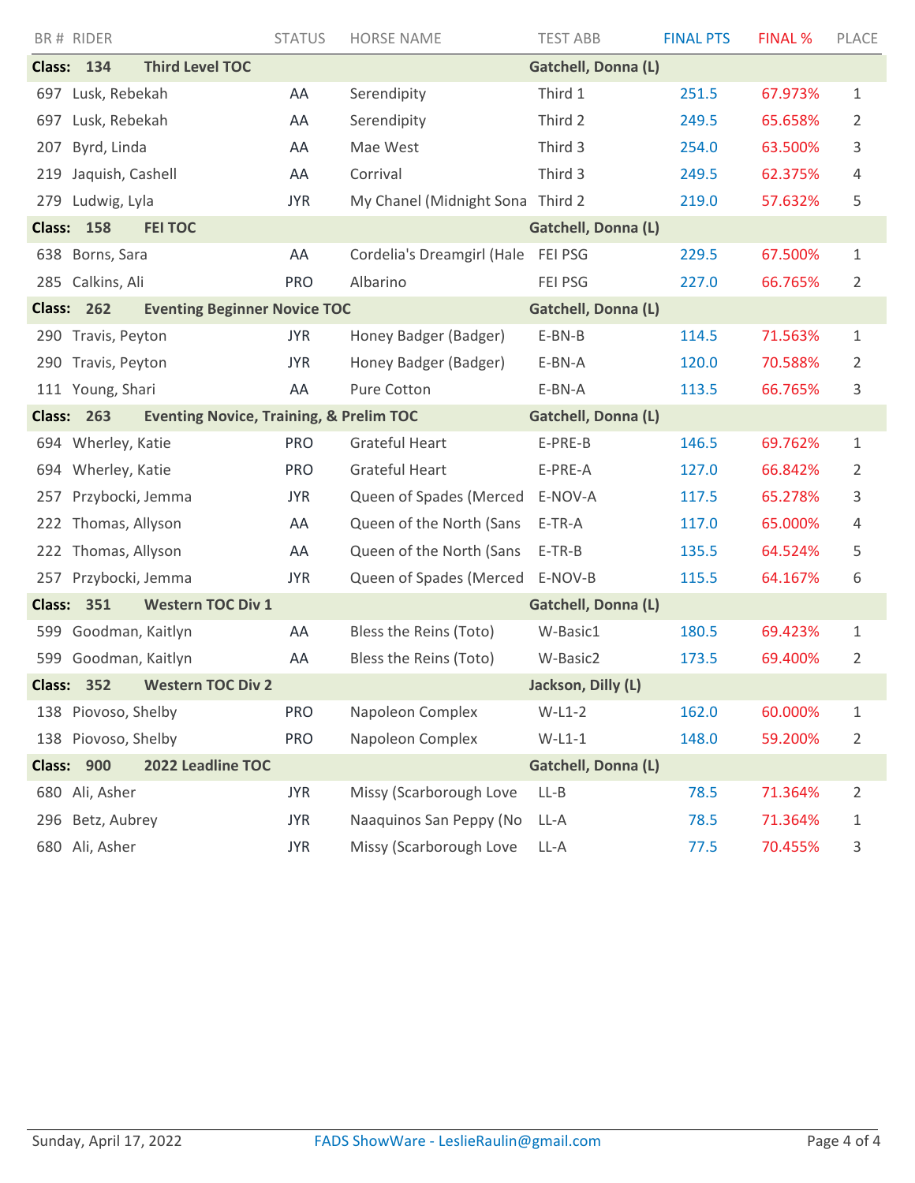| BR # | RIDER | STATUS | HORSE NAME | TEST ABB | FINAL PTS | FINAL % | PLACE |
|---|---|---|---|---|---|---|---|
| **Class: 134** | **Third Level TOC** | | | **Gatchell, Donna (L)** | | | |
| 697 | Lusk, Rebekah | AA | Serendipity | Third 1 | 251.5 | 67.973% | 1 |
| 697 | Lusk, Rebekah | AA | Serendipity | Third 2 | 249.5 | 65.658% | 2 |
| 207 | Byrd, Linda | AA | Mae West | Third 3 | 254.0 | 63.500% | 3 |
| 219 | Jaquish, Cashell | AA | Corrival | Third 3 | 249.5 | 62.375% | 4 |
| 279 | Ludwig, Lyla | JYR | My Chanel (Midnight Sona | Third 2 | 219.0 | 57.632% | 5 |
| **Class: 158** | **FEI TOC** | | | **Gatchell, Donna (L)** | | | |
| 638 | Borns, Sara | AA | Cordelia's Dreamgirl (Hale | FEI PSG | 229.5 | 67.500% | 1 |
| 285 | Calkins, Ali | PRO | Albarino | FEI PSG | 227.0 | 66.765% | 2 |
| **Class: 262** | **Eventing Beginner Novice TOC** | | | **Gatchell, Donna (L)** | | | |
| 290 | Travis, Peyton | JYR | Honey Badger (Badger) | E-BN-B | 114.5 | 71.563% | 1 |
| 290 | Travis, Peyton | JYR | Honey Badger (Badger) | E-BN-A | 120.0 | 70.588% | 2 |
| 111 | Young, Shari | AA | Pure Cotton | E-BN-A | 113.5 | 66.765% | 3 |
| **Class: 263** | **Eventing Novice, Training, & Prelim TOC** | | | **Gatchell, Donna (L)** | | | |
| 694 | Wherley, Katie | PRO | Grateful Heart | E-PRE-B | 146.5 | 69.762% | 1 |
| 694 | Wherley, Katie | PRO | Grateful Heart | E-PRE-A | 127.0 | 66.842% | 2 |
| 257 | Przybocki, Jemma | JYR | Queen of Spades (Merced | E-NOV-A | 117.5 | 65.278% | 3 |
| 222 | Thomas, Allyson | AA | Queen of the North (Sans | E-TR-A | 117.0 | 65.000% | 4 |
| 222 | Thomas, Allyson | AA | Queen of the North (Sans | E-TR-B | 135.5 | 64.524% | 5 |
| 257 | Przybocki, Jemma | JYR | Queen of Spades (Merced | E-NOV-B | 115.5 | 64.167% | 6 |
| **Class: 351** | **Western TOC Div 1** | | | **Gatchell, Donna (L)** | | | |
| 599 | Goodman, Kaitlyn | AA | Bless the Reins (Toto) | W-Basic1 | 180.5 | 69.423% | 1 |
| 599 | Goodman, Kaitlyn | AA | Bless the Reins (Toto) | W-Basic2 | 173.5 | 69.400% | 2 |
| **Class: 352** | **Western TOC Div 2** | | | **Jackson, Dilly (L)** | | | |
| 138 | Piovoso, Shelby | PRO | Napoleon Complex | W-L1-2 | 162.0 | 60.000% | 1 |
| 138 | Piovoso, Shelby | PRO | Napoleon Complex | W-L1-1 | 148.0 | 59.200% | 2 |
| **Class: 900** | **2022 Leadline TOC** | | | **Gatchell, Donna (L)** | | | |
| 680 | Ali, Asher | JYR | Missy (Scarborough Love | LL-B | 78.5 | 71.364% | 2 |
| 296 | Betz, Aubrey | JYR | Naaquinos San Peppy (No | LL-A | 78.5 | 71.364% | 1 |
| 680 | Ali, Asher | JYR | Missy (Scarborough Love | LL-A | 77.5 | 70.455% | 3 |

Sunday, April 17, 2022 FADS ShowWare - LeslieRaulin@gmail.com